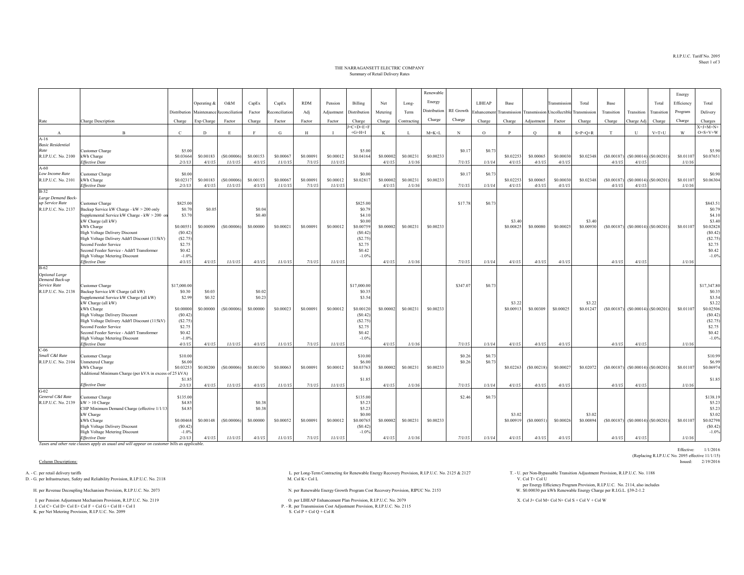R.I.P.U.C. Tariff No. 2095
Sheet 1 of 3

# THE NARRAGANSETT ELECTRIC COMPANY
## Summary of Retail Delivery Rates

| Rate | Charge Description | Distribution Charge | Operating & Maintenance Exp Charge | O&M Reconciliation Factor | CapEx Factor Charge | CapEx Reconciliation Factor | RDM Adj Factor | Pension Adjustment Factor | Billing Distribution Charge | Net Metering Charge | Long-Term Contracting | Renewable Energy Distribution Charge | RE Growth Charge | LIHEAP Enhancement Charge | Base Transmission Charge | Transmission Adjustment | Transmission Uncollectible Factor | Total Transmission Charge | Base Transition Charge | Transition Charge Adj | Total Transition Charge | Energy Efficiency Program Charge | Total Delivery Charges |
|---|---|---|---|---|---|---|---|---|---|---|---|---|---|---|---|---|---|---|---|---|---|---|---|
| A | B | C | D | E | F | G | H | I | J=C+D+E+F+G+H+I | K | L | M=K+L | N | O | P | Q | R | S=P+Q+R | T | U | V=T+U | W | X=J+M+N+O+S+V+W |
| A-16 *Basic Residential Rate* R.I.P.U.C. No. 2100 | Customer Charge | $5.00 | | | | | | | $5.00 | | | | $0.17 | $0.73 | | | | | | | | | $5.90 |
| | kWh Charge | $0.03664 | $0.00183 | ($0.00006) | $0.00153 | $0.00067 | $0.00091 | $0.00012 | $0.04164 | $0.00002 | $0.00231 | $0.00233 | | | $0.02253 | $0.00065 | $0.00030 | $0.02348 | ($0.00187) | ($0.00014) | ($0.00201) | $0.01107 | $0.07651 |
| | *Effective Date* | *2/1/13* | *4/1/15* | *11/1/15* | *4/1/15* | *11/1/15* | *7/1/15* | *11/1/15* | | *4/1/15* | *1/1/16* | | *7/1/15* | *1/1/14* | *4/1/15* | *4/1/15* | *4/1/15* | | *4/1/15* | *4/1/15* | | *1/1/16* | |
| A-60 *Low Income Rate* R.I.P.U.C. No. 2101 | Customer Charge | $0.00 | | | | | | | $0.00 | | | | $0.17 | $0.73 | | | | | | | | | $0.90 |
| | kWh Charge | $0.02317 | $0.00183 | ($0.00006) | $0.00153 | $0.00067 | $0.00091 | $0.00012 | $0.02817 | $0.00002 | $0.00231 | $0.00233 | | | $0.02253 | $0.00065 | $0.00030 | $0.02348 | ($0.00187) | ($0.00014) | ($0.00201) | $0.01107 | $0.06304 |
| | *Effective Date* | *2/1/13* | *4/1/15* | *11/1/15* | *4/1/15* | *11/1/15* | *7/1/15* | *11/1/15* | | *4/1/15* | *1/1/16* | | *7/1/15* | *1/1/14* | *4/1/15* | *4/1/15* | *4/1/15* | | *4/1/15* | *4/1/15* | | *1/1/16* | |
| B-32 *Large Demand Back-up Service Rate* R.I.P.U.C. No. 2137 | Customer Charge | $825.00 | | | | | | | $825.00 | | | | $17.78 | $0.73 | | | | | | | | | $843.51 |
| | Backup Service kW Charge - kW > 200 only | $0.70 | $0.05 | | $0.04 | | | | $0.79 | | | | | | | | | | | | | | $0.79 |
| | Supplemental Service kW Charge - kW > 200 on | $3.70 | | | $0.40 | | | | $4.10 | | | | | | | | | | | | | | $4.10 |
| | kW Charge (all kW) | | | | | | | | $0.00 | | | | | | $3.40 | | | $3.40 | | | | | $3.40 |
| | kWh Charge | $0.00551 | $0.00090 | ($0.00006) | $0.00000 | $0.00021 | $0.00091 | $0.00012 | $0.00759 | $0.00002 | $0.00231 | $0.00233 | | | $0.00825 | $0.00080 | $0.00025 | $0.00930 | ($0.00187) | ($0.00014) | ($0.00201) | $0.01107 | $0.02828 |
| | High Voltage Delivery Discount | ($0.42) | | | | | | | ($0.42) | | | | | | | | | | | | | | ($0.42) |
| | High Voltage Delivery Addt'l Discount (115kV) | ($2.75) | | | | | | | ($2.75) | | | | | | | | | | | | | | ($2.75) |
| | Second Feeder Service | $2.75 | | | | | | | $2.75 | | | | | | | | | | | | | | $2.75 |
| | Second Feeder Service - Addt'l Transformer | $0.42 | | | | | | | $0.42 | | | | | | | | | | | | | | $0.42 |
| | High Voltage Metering Discount | -1.0% | | | | | | | -1.0% | | | | | | | | | | | | | | -1.0% |
| | *Effective Date* | *4/1/15* | *4/1/15* | *11/1/15* | *4/1/15* | *11/1/15* | *7/1/15* | *11/1/15* | | *4/1/15* | *1/1/16* | | *7/1/15* | *1/1/14* | *4/1/15* | *4/1/15* | *4/1/15* | | *4/1/15* | *4/1/15* | | *1/1/16* | |
| B-62 *Optional Large Demand Back-up Service Rate* R.I.P.U.C. No. 2138 | Customer Charge | $17,000.00 | | | | | | | $17,000.00 | | | | $347.07 | $0.73 | | | | | | | | | $17,347.80 |
| | Backup Service kW Charge (all kW) | $0.30 | $0.03 | | $0.02 | | | | $0.35 | | | | | | | | | | | | | | $0.35 |
| | Supplemental Service kW Charge (all kW) | $2.99 | $0.32 | | $0.23 | | | | $3.54 | | | | | | | | | | | | | | $3.54 |
| | kW Charge (all kW) | | | | | | | | | | | | | | $3.22 | | | $3.22 | | | | | $3.22 |
| | kWh Charge | $0.00000 | $0.00000 | ($0.00006) | $0.00000 | $0.00023 | $0.00091 | $0.00012 | $0.00120 | $0.00002 | $0.00231 | $0.00233 | | | $0.00913 | $0.00309 | $0.00025 | $0.01247 | ($0.00187) | ($0.00014) | ($0.00201) | $0.01107 | $0.02506 |
| | High Voltage Delivery Discount | ($0.42) | | | | | | | ($0.42) | | | | | | | | | | | | | | ($0.42) |
| | High Voltage Delivery Addt'l Discount (115kV) | ($2.75) | | | | | | | ($2.75) | | | | | | | | | | | | | | ($2.75) |
| | Second Feeder Service | $2.75 | | | | | | | $2.75 | | | | | | | | | | | | | | $2.75 |
| | Second Feeder Service - Addt'l Transformer | $0.42 | | | | | | | $0.42 | | | | | | | | | | | | | | $0.42 |
| | High Voltage Metering Discount | -1.0% | | | | | | | -1.0% | | | | | | | | | | | | | | -1.0% |
| | *Effective Date* | *4/1/15* | *4/1/15* | *11/1/15* | *4/1/15* | *11/1/15* | *7/1/15* | *11/1/15* | | *4/1/15* | *1/1/16* | | *7/1/15* | *1/1/14* | *4/1/15* | *4/1/15* | *4/1/15* | | *4/1/15* | *4/1/15* | | *1/1/16* | |
| C-06 *Small C&I Rate* R.I.P.U.C. No. 2104 | Customer Charge | $10.00 | | | | | | | $10.00 | | | | $0.26 | $0.73 | | | | | | | | | $10.99 |
| | Unmetered Charge | $6.00 | | | | | | | $6.00 | | | | $0.26 | $0.73 | | | | | | | | | $6.99 |
| | kWh Charge | $0.03253 | $0.00200 | ($0.00006) | $0.00150 | $0.00063 | $0.00091 | $0.00012 | $0.03763 | $0.00002 | $0.00231 | $0.00233 | | | $0.02263 | ($0.00218) | $0.00027 | $0.02072 | ($0.00187) | ($0.00014) | ($0.00201) | $0.01107 | $0.06974 |
| | Additional Minimum Charge (per kVA in excess of 25 kVA) | $1.85 | | | | | | | $1.85 | | | | | | | | | | | | | | $1.85 |
| | *Effective Date* | *2/1/13* | *4/1/15* | *11/1/15* | *4/1/15* | *11/1/15* | *7/1/15* | *11/1/15* | | *4/1/15* | *1/1/16* | | *7/1/15* | *1/1/14* | *4/1/15* | *4/1/15* | *4/1/15* | | *4/1/15* | *4/1/15* | | *1/1/16* | |
| G-02 *General C&I Rate* R.I.P.U.C. No. 2139 | Customer Charge | $135.00 | | | | | | | $135.00 | | | | $2.46 | $0.73 | | | | | | | | | $138.19 |
| | kW > 10 Charge | $4.85 | | | $0.38 | | | | $5.23 | | | | | | | | | | | | | | $5.23 |
| | CHP Minimum Demand Charge (effective 1/1/13 | $4.85 | | | $0.38 | | | | $5.23 | | | | | | | | | | | | | | $5.23 |
| | kW Charge | | | | | | | | $0.00 | | | | | | $3.02 | | | $3.02 | | | | | $3.02 |
| | kWh Charge | $0.00468 | $0.00148 | ($0.00006) | $0.00000 | $0.00052 | $0.00091 | $0.00012 | $0.00765 | $0.00002 | $0.00231 | $0.00233 | | | $0.00919 | ($0.00051) | $0.00026 | $0.00894 | ($0.00187) | ($0.00014) | ($0.00201) | $0.01107 | $0.02798 |
| | High Voltage Delivery Discount | ($0.42) | | | | | | | ($0.42) | | | | | | | | | | | | | | ($0.42) |
| | High Voltage Metering Discount | -1.0% | | | | | | | -1.0% | | | | | | | | | | | | | | -1.0% |
| | *Effective Date* | *2/1/13* | *4/1/15* | *11/1/15* | *4/1/15* | *11/1/15* | *7/1/15* | *11/1/15* | | *4/1/15* | *1/1/16* | | *7/1/15* | *1/1/14* | *4/1/15* | *4/1/15* | *4/1/15* | | *4/1/15* | *4/1/15* | | *1/1/16* | |

*Taxes and other rate clauses apply as usual and will appear on customer bills as applicable.*

Effective: 1/1/2016
(Replacing R.I.P.U.C No. 2095 effective 11/1/15)
Issued: 2/19/2016

Column Descriptions:

A. - C. per retail delivery tariffs
D. - G. per Infrastructure, Safety and Reliability Provision, R.I.P.U.C. No. 2118
H. per Revenue Decoupling Mechanism Provision, R.I.P.U.C. No. 2073
I. per Pension Adjustment Mechanism Provision, R.I.P.U.C. No. 2119
J. Col C+ Col D+ Col E+ Col F + Col G + Col H + Col I
K. per Net Metering Provision, R.I.P.U.C. No. 2099
L. per Long-Term Contracting for Renewable Energy Recovery Provision, R.I.P.U.C. No. 2125 & 2127
M. Col K+ Col L
N. per Renewable Energy Growth Program Cost Recovery Provision, RIPUC No. 2153
O. per LIHEAP Enhancement Plan Provision, R.I.P.U.C. No. 2079
P. - R. per Transmission Cost Adjustment Provision, R.I.P.U.C. No. 2115
S. Col P + Col Q + Col R
T. - U. per Non-Bypassable Transition Adjustment Provision, R.I.P.U.C. No. 1188
V. Col T+ Col U
W. per Energy Efficiency Program Provision, R.I.P.U.C. No. 2114, also includes $0.00030 per kWh Renewable Energy Charge per R.I.G.L. §39-2-1.2
X. Col J+ Col M+ Col N+ Col S + Col V + Col W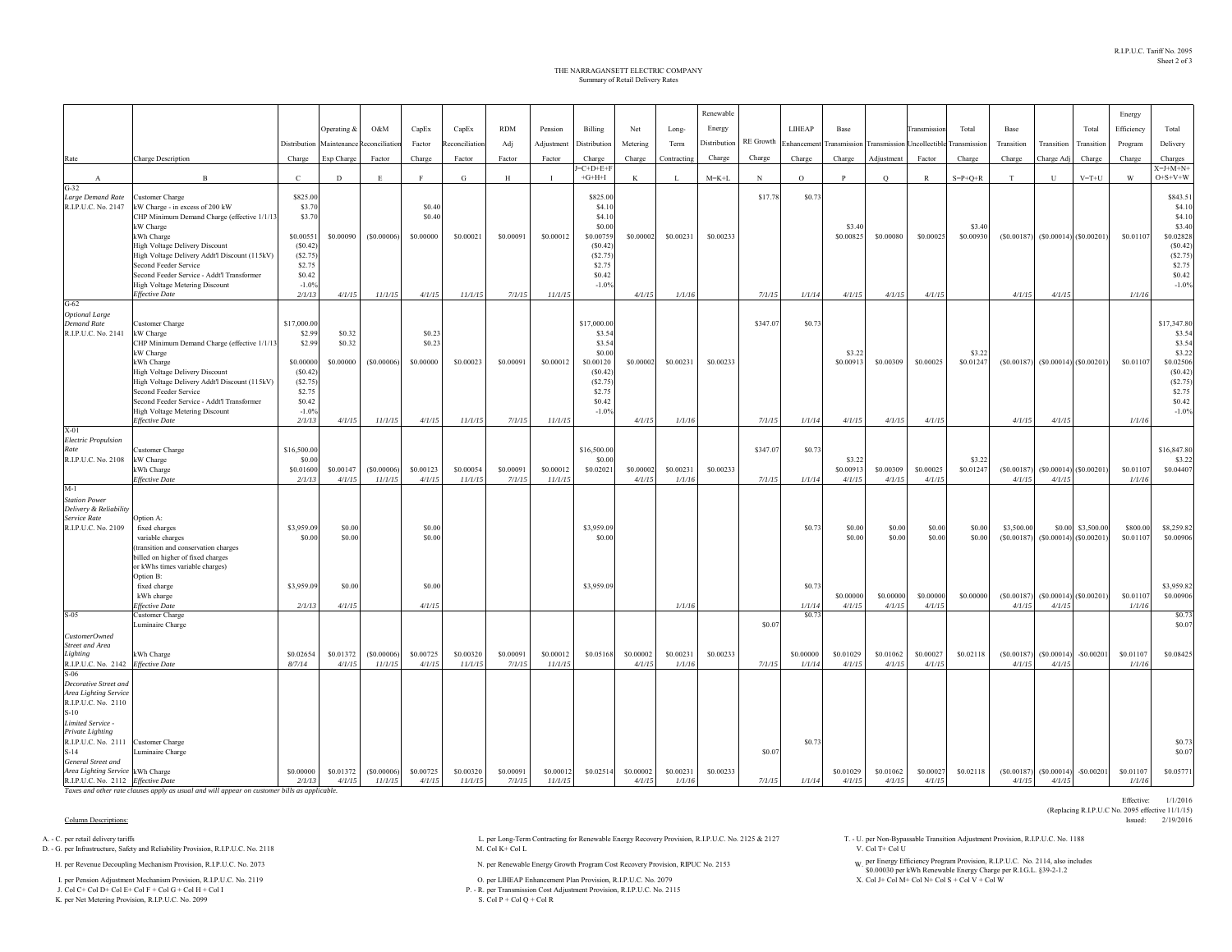R.I.P.U.C. Tariff No. 2095

THE NARRAGANSETT ELECTRIC COMPANY
Summary of Retail Delivery Rates

| Rate | Charge Description | Distribution Charge | Operating & Maintenance Exp Charge | O&M Reconciliation Factor | CapEx Factor Charge | CapEx Reconciliation Factor | RDM Adj Factor | Pension Adjustment Factor | Billing Distribution Charge | Net Metering Charge | Long-Term Contracting | Renewable Energy Distribution Charge | RE Growth Charge | LIHEAP Enhancement Charge | Base Transmission Charge | Transmission Adjustment | Transmission Uncollectible Factor | Total Transmission Charge | Base Transition Charge | Transition Charge Adj | Total Transition Charge | Energy Efficiency Program Charge | Total Delivery Charges |
|---|---|---|---|---|---|---|---|---|---|---|---|---|---|---|---|---|---|---|---|---|---|---|---|
| A | B | C | D | E | F | G | H | I | J=C+D+E+F+G+H+I | K | L | M=K+L | N | O | P | Q | R | S=P+Q+R | T | U | V=T+U | W | X=J+M+N+O+S+V+W |
| G-32 | | | | | | | | | | | | | | | | | | | | | | | |
| Large Demand Rate | Customer Charge | $825.00 | | | | | | | $825.00 | | | | $17.78 | $0.73 | | | | | | | | | $843.51 |
| R.I.P.U.C. No. 2147 | kW Charge - in excess of 200 kW | $3.70 | | | $0.40 | | | | $4.10 | | | | | | | | | | | | | | $4.10 |
| | CHP Minimum Demand Charge (effective 1/1/13 | $3.70 | | | $0.40 | | | | $4.10 | | | | | | | | | | | | | | $4.10 |
| | kW Charge | | | | | | | | $0.00 | | | | | | $3.40 | | | $3.40 | | | | | $3.40 |
| | kWh Charge | $0.00551 | $0.00090 | ($0.00006) | $0.00000 | $0.00021 | $0.00091 | $0.00012 | $0.00759 | $0.00002 | $0.00231 | $0.00233 | | | $0.00825 | $0.00080 | $0.00025 | $0.00930 | ($0.00187) | ($0.00014) | ($0.00201) | $0.01107 | $0.02828 |
| | High Voltage Delivery Discount | ($0.42) | | | | | | | ($0.42) | | | | | | | | | | | | | | ($0.42) |
| | High Voltage Delivery Addt'l Discount (115kV) | ($2.75) | | | | | | | ($2.75) | | | | | | | | | | | | | | ($2.75) |
| | Second Feeder Service | $2.75 | | | | | | | $2.75 | | | | | | | | | | | | | | $2.75 |
| | Second Feeder Service - Addt'l Transformer | $0.42 | | | | | | | $0.42 | | | | | | | | | | | | | | $0.42 |
| | High Voltage Metering Discount | -1.0% | | | | | | | -1.0% | | | | | | | | | | | | | | -1.0% |
| | *Effective Date* | 2/1/13 | 4/1/15 | 11/1/15 | 4/1/15 | 11/1/15 | 7/1/15 | 11/1/15 | | 4/1/15 | 1/1/16 | | 7/1/15 | 1/1/14 | 4/1/15 | 4/1/15 | 4/1/15 | | 4/1/15 | 4/1/15 | | 1/1/16 | |
| G-62 | | | | | | | | | | | | | | | | | | | | | | | |
| Optional Large Demand Rate | Customer Charge | $17,000.00 | | | | | | | $17,000.00 | | | | $347.07 | $0.73 | | | | | | | | | $17,347.80 |
| R.I.P.U.C. No. 2141 | kW Charge | $2.99 | $0.32 | | $0.23 | | | | $3.54 | | | | | | | | | | | | | | $3.54 |
| | CHP Minimum Demand Charge (effective 1/1/13 | $2.99 | $0.32 | | $0.23 | | | | $3.54 | | | | | | | | | | | | | | $3.54 |
| | kW Charge | | | | | | | | $0.00 | | | | | | $3.22 | | | $3.22 | | | | | $3.22 |
| | kWh Charge | $0.00000 | $0.00000 | ($0.00006) | $0.00000 | $0.00023 | $0.00091 | $0.00012 | $0.00120 | $0.00002 | $0.00231 | $0.00233 | | | $0.00913 | $0.00309 | $0.00025 | $0.01247 | ($0.00187) | ($0.00014) | ($0.00201) | $0.01107 | $0.02506 |
| | High Voltage Delivery Discount | ($0.42) | | | | | | | ($0.42) | | | | | | | | | | | | | | ($0.42) |
| | High Voltage Delivery Addt'l Discount (115kV) | ($2.75) | | | | | | | ($2.75) | | | | | | | | | | | | | | ($2.75) |
| | Second Feeder Service | $2.75 | | | | | | | $2.75 | | | | | | | | | | | | | | $2.75 |
| | Second Feeder Service - Addt'l Transformer | $0.42 | | | | | | | $0.42 | | | | | | | | | | | | | | $0.42 |
| | High Voltage Metering Discount | -1.0% | | | | | | | -1.0% | | | | | | | | | | | | | | -1.0% |
| | *Effective Date* | 2/1/13 | 4/1/15 | 11/1/15 | 4/1/15 | 11/1/15 | 7/1/15 | 11/1/15 | | 4/1/15 | 1/1/16 | | 7/1/15 | 1/1/14 | 4/1/15 | 4/1/15 | 4/1/15 | | 4/1/15 | 4/1/15 | | 1/1/16 | |
| X-01 | | | | | | | | | | | | | | | | | | | | | | | |
| Electric Propulsion Rate | Customer Charge | $16,500.00 | | | | | | | $16,500.00 | | | | $347.07 | $0.73 | | | | | | | | | $16,847.80 |
| R.I.P.U.C. No. 2108 | kW Charge | $0.00 | | | | | | | $0.00 | | | | | | $3.22 | | | $3.22 | | | | | $3.22 |
| | kWh Charge | $0.01600 | $0.00147 | ($0.00006) | $0.00123 | $0.00054 | $0.00091 | $0.00012 | $0.02021 | $0.00002 | $0.00231 | $0.00233 | | | $0.00913 | $0.00309 | $0.00025 | $0.01247 | ($0.00187) | ($0.00014) | ($0.00201) | $0.01107 | $0.04407 |
| | *Effective Date* | 2/1/13 | 4/1/15 | 11/1/15 | 4/1/15 | 11/1/15 | 7/1/15 | 11/1/15 | | 4/1/15 | 1/1/16 | | 7/1/15 | 1/1/14 | 4/1/15 | 4/1/15 | 4/1/15 | | 4/1/15 | 4/1/15 | | 1/1/16 | |
| M-1 | | | | | | | | | | | | | | | | | | | | | | | |
| Station Power Delivery & Reliability Service Rate | Option A: | | | | | | | | | | | | | | | | | | | | | | |
| R.I.P.U.C. No. 2109 | fixed charges | $3,959.09 | $0.00 | | $0.00 | | | | $3,959.09 | | | | | $0.73 | $0.00 | $0.00 | $0.00 | $0.00 | $3,500.00 | $0.00 | $3,500.00 | $800.00 | $8,259.82 |
| | variable charges | $0.00 | $0.00 | | $0.00 | | | | $0.00 | | | | | | $0.00 | $0.00 | $0.00 | $0.00 | ($0.00187) | ($0.00014) | ($0.00201) | $0.01107 | $0.00906 |
| | (transition and conservation charges billed on higher of fixed charges or kWhs times variable charges) | | | | | | | | | | | | | | | | | | | | | | |
| | Option B: | | | | | | | | | | | | | | | | | | | | | | |
| | fixed charge | $3,959.09 | $0.00 | | $0.00 | | | | $3,959.09 | | | | | $0.73 | | | | | | | | | $3,959.82 |
| | kWh charge | | | | | | | | | | | | | | $0.00000 | $0.00000 | $0.00000 | $0.00000 | ($0.00187) | ($0.00014) | ($0.00201) | $0.01107 | $0.00906 |
| | *Effective Date* | 2/1/13 | 4/1/15 | | 4/1/15 | | | | | | 1/1/16 | | | 1/1/14 | 4/1/15 | 4/1/15 | 4/1/15 | | 4/1/15 | 4/1/15 | | 1/1/16 | |
| S-05 | Customer Charge | | | | | | | | | | | | | $0.73 | | | | | | | | | $0.73 |
| | Luminaire Charge | | | | | | | | | | | | $0.07 | | | | | | | | | | $0.07 |
| CustomerOwned Street and Area Lighting | kWh Charge | $0.02654 | $0.01372 | ($0.00006) | $0.00725 | $0.00320 | $0.00091 | $0.00012 | $0.05168 | $0.00002 | $0.00231 | $0.00233 | | $0.00000 | $0.01029 | $0.01062 | $0.00027 | $0.02118 | ($0.00187) | ($0.00014) | -$0.00201 | $0.01107 | $0.08425 |
| R.I.P.U.C. No. 2142 | *Effective Date* | 8/7/14 | 4/1/15 | 11/1/15 | 4/1/15 | 11/1/15 | 7/1/15 | 11/1/15 | | 4/1/15 | 1/1/16 | | 7/1/15 | 1/1/14 | 4/1/15 | 4/1/15 | 4/1/15 | | 4/1/15 | 4/1/15 | | 1/1/16 | |
| S-06 Decorative Street and Area Lighting Service R.I.P.U.C. No. 2110 | | | | | | | | | | | | | | | | | | | | | | | |
| S-10 Limited Service - Private Lighting R.I.P.U.C. No. 2111 | Customer Charge | | | | | | | | | | | | | $0.73 | | | | | | | | | $0.73 |
| S-14 | Luminaire Charge | | | | | | | | | | | | $0.07 | | | | | | | | | | $0.07 |
| General Street and Area Lighting Service | kWh Charge | $0.00000 | $0.01372 | ($0.00006) | $0.00725 | $0.00320 | $0.00091 | $0.00012 | $0.02514 | $0.00002 | $0.00231 | $0.00233 | | | $0.01029 | $0.01062 | $0.00027 | $0.02118 | ($0.00187) | ($0.00014) | -$0.00201 | $0.01107 | $0.05771 |
| R.I.P.U.C. No. 2112 | *Effective Date* | 2/1/13 | 4/1/15 | 11/1/15 | 4/1/15 | 11/1/15 | 7/1/15 | 11/1/15 | | 4/1/15 | 1/1/16 | | 7/1/15 | 1/1/14 | 4/1/15 | 4/1/15 | 4/1/15 | | 4/1/15 | 4/1/15 | | 1/1/16 | |

*Taxes and other rate clauses apply as usual and will appear on customer bills as applicable.*

Effective: 1/1/2016
(Replacing R.I.P.U.C No. 2095 effective 11/1/15)
Issued: 2/19/2016

Column Descriptions:

A. - C. per retail delivery tariffs
D. - G. per Infrastructure, Safety and Reliability Provision, R.I.P.U.C. No. 2118
H. per Revenue Decoupling Mechanism Provision, R.I.P.U.C. No. 2073
I. per Pension Adjustment Mechanism Provision, R.I.P.U.C. No. 2119
J. Col C+ Col D+ Col E+ Col F + Col G + Col H + Col I
K. per Net Metering Provision, R.I.P.U.C. No. 2099
L. per Long-Term Contracting for Renewable Energy Recovery Provision, R.I.P.U.C. No. 2125 & 2127
M. Col K+ Col L
N. per Renewable Energy Growth Program Cost Recovery Provision, RIPUC No. 2153
O. per LIHEAP Enhancement Plan Provision, R.I.P.U.C. No. 2079
P. - R. per Transmission Cost Adjustment Provision, R.I.P.U.C. No. 2115
S. Col P + Col Q + Col R
T. - U. per Non-Bypassable Transition Adjustment Provision, R.I.P.U.C. No. 1188
V. Col T+ Col U
W. per Energy Efficiency Program Provision, R.I.P.U.C. No. 2114, also includes $0.00030 per kWh Renewable Energy Charge per R.I.G.L. §39-2-1.2
X. Col J+ Col M+ Col N+ Col S + Col V + Col W